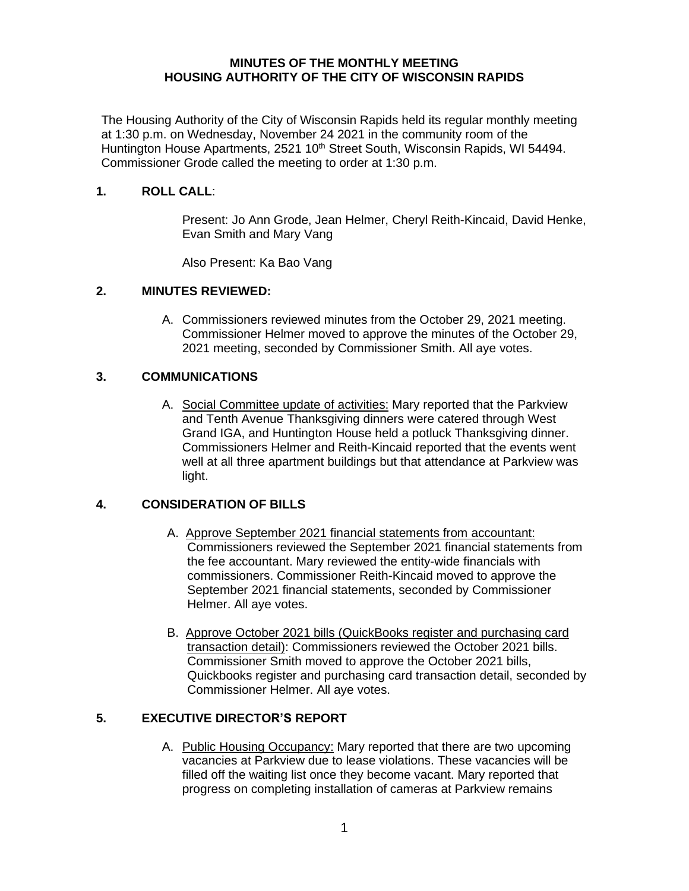**MINUTES OF THE MONTHLY MEETING**
**HOUSING AUTHORITY OF THE CITY OF WISCONSIN RAPIDS**

The Housing Authority of the City of Wisconsin Rapids held its regular monthly meeting at 1:30 p.m. on Wednesday, November 24 2021 in the community room of the Huntington House Apartments, 2521 10th Street South, Wisconsin Rapids, WI 54494. Commissioner Grode called the meeting to order at 1:30 p.m.

## 1. ROLL CALL:

Present: Jo Ann Grode, Jean Helmer, Cheryl Reith-Kincaid, David Henke, Evan Smith and Mary Vang

Also Present: Ka Bao Vang

## 2. MINUTES REVIEWED:

A. Commissioners reviewed minutes from the October 29, 2021 meeting. Commissioner Helmer moved to approve the minutes of the October 29, 2021 meeting, seconded by Commissioner Smith. All aye votes.

## 3. COMMUNICATIONS

A. Social Committee update of activities: Mary reported that the Parkview and Tenth Avenue Thanksgiving dinners were catered through West Grand IGA, and Huntington House held a potluck Thanksgiving dinner. Commissioners Helmer and Reith-Kincaid reported that the events went well at all three apartment buildings but that attendance at Parkview was light.

## 4. CONSIDERATION OF BILLS

A. Approve September 2021 financial statements from accountant: Commissioners reviewed the September 2021 financial statements from the fee accountant. Mary reviewed the entity-wide financials with commissioners. Commissioner Reith-Kincaid moved to approve the September 2021 financial statements, seconded by Commissioner Helmer. All aye votes.

B. Approve October 2021 bills (QuickBooks register and purchasing card transaction detail): Commissioners reviewed the October 2021 bills. Commissioner Smith moved to approve the October 2021 bills, Quickbooks register and purchasing card transaction detail, seconded by Commissioner Helmer. All aye votes.

## 5. EXECUTIVE DIRECTOR'S REPORT

A. Public Housing Occupancy: Mary reported that there are two upcoming vacancies at Parkview due to lease violations. These vacancies will be filled off the waiting list once they become vacant. Mary reported that progress on completing installation of cameras at Parkview remains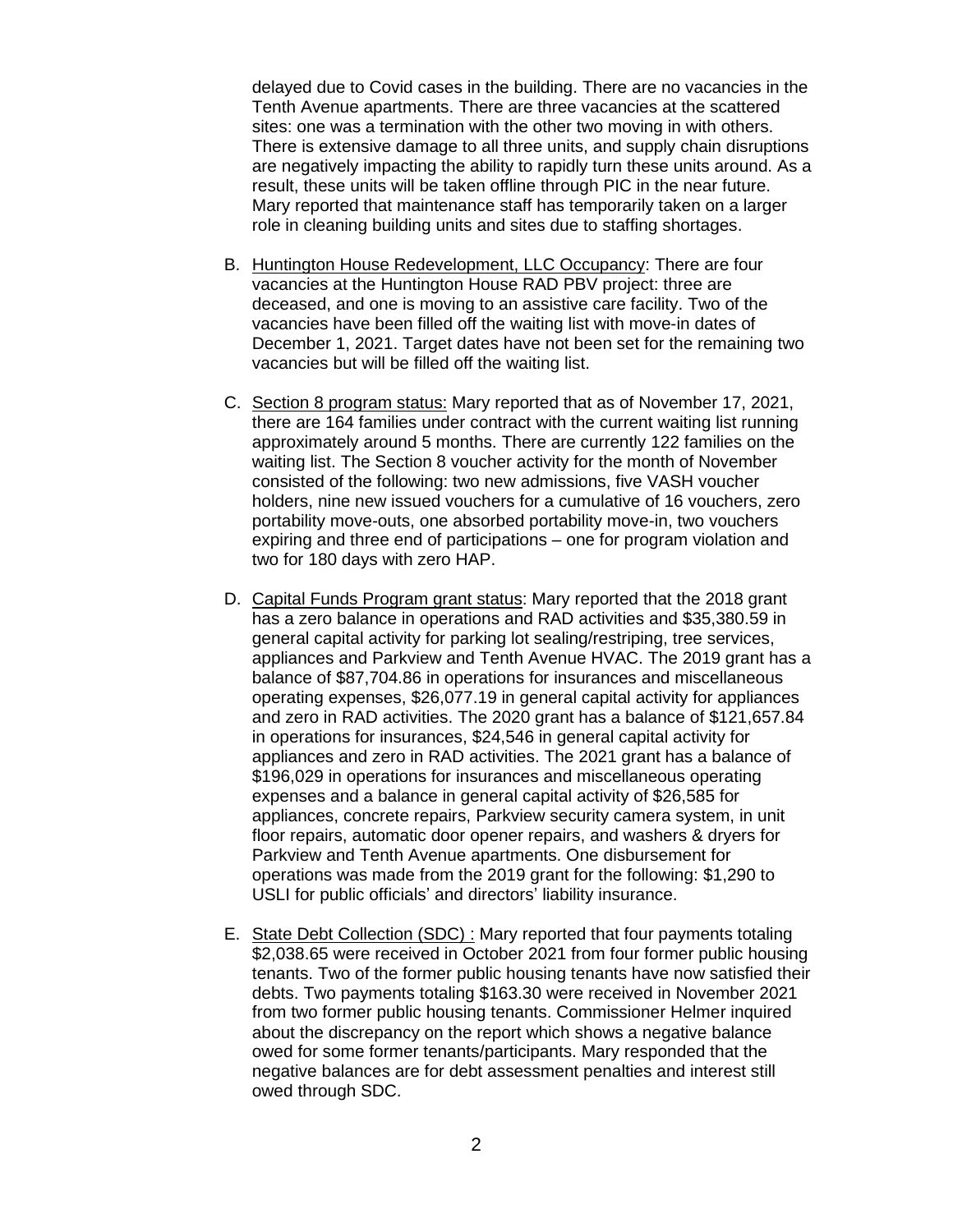delayed due to Covid cases in the building. There are no vacancies in the Tenth Avenue apartments. There are three vacancies at the scattered sites: one was a termination with the other two moving in with others. There is extensive damage to all three units, and supply chain disruptions are negatively impacting the ability to rapidly turn these units around. As a result, these units will be taken offline through PIC in the near future. Mary reported that maintenance staff has temporarily taken on a larger role in cleaning building units and sites due to staffing shortages.

B. Huntington House Redevelopment, LLC Occupancy: There are four vacancies at the Huntington House RAD PBV project: three are deceased, and one is moving to an assistive care facility. Two of the vacancies have been filled off the waiting list with move-in dates of December 1, 2021. Target dates have not been set for the remaining two vacancies but will be filled off the waiting list.

C. Section 8 program status: Mary reported that as of November 17, 2021, there are 164 families under contract with the current waiting list running approximately around 5 months. There are currently 122 families on the waiting list. The Section 8 voucher activity for the month of November consisted of the following: two new admissions, five VASH voucher holders, nine new issued vouchers for a cumulative of 16 vouchers, zero portability move-outs, one absorbed portability move-in, two vouchers expiring and three end of participations – one for program violation and two for 180 days with zero HAP.

D. Capital Funds Program grant status: Mary reported that the 2018 grant has a zero balance in operations and RAD activities and $35,380.59 in general capital activity for parking lot sealing/restriping, tree services, appliances and Parkview and Tenth Avenue HVAC. The 2019 grant has a balance of $87,704.86 in operations for insurances and miscellaneous operating expenses, $26,077.19 in general capital activity for appliances and zero in RAD activities. The 2020 grant has a balance of $121,657.84 in operations for insurances, $24,546 in general capital activity for appliances and zero in RAD activities. The 2021 grant has a balance of $196,029 in operations for insurances and miscellaneous operating expenses and a balance in general capital activity of $26,585 for appliances, concrete repairs, Parkview security camera system, in unit floor repairs, automatic door opener repairs, and washers & dryers for Parkview and Tenth Avenue apartments. One disbursement for operations was made from the 2019 grant for the following: $1,290 to USLI for public officials' and directors' liability insurance.

E. State Debt Collection (SDC) : Mary reported that four payments totaling $2,038.65 were received in October 2021 from four former public housing tenants. Two of the former public housing tenants have now satisfied their debts. Two payments totaling $163.30 were received in November 2021 from two former public housing tenants. Commissioner Helmer inquired about the discrepancy on the report which shows a negative balance owed for some former tenants/participants. Mary responded that the negative balances are for debt assessment penalties and interest still owed through SDC.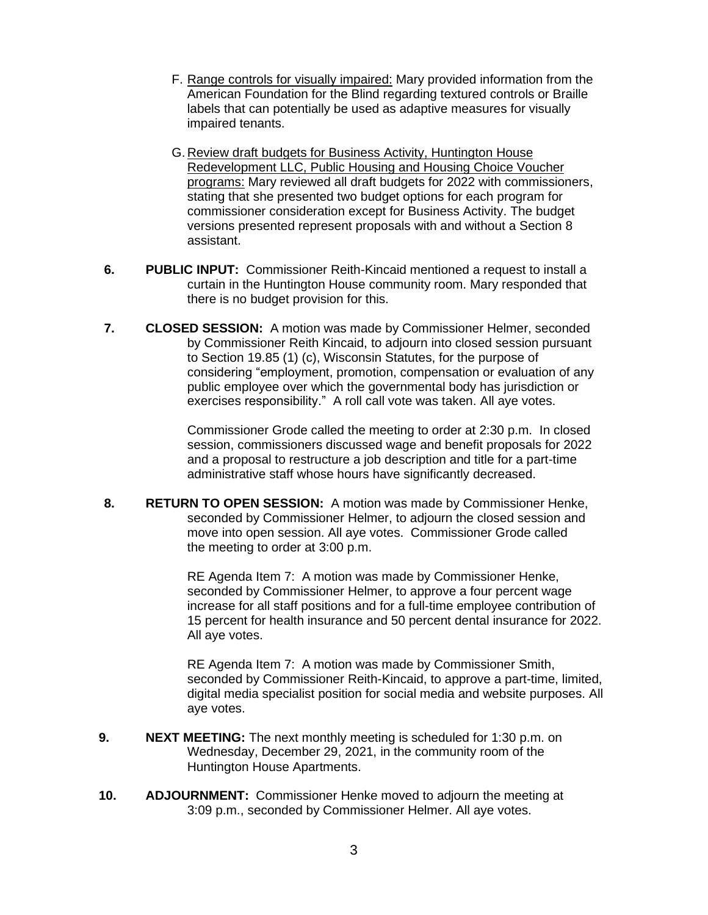F. Range controls for visually impaired: Mary provided information from the American Foundation for the Blind regarding textured controls or Braille labels that can potentially be used as adaptive measures for visually impaired tenants.

G. Review draft budgets for Business Activity, Huntington House Redevelopment LLC, Public Housing and Housing Choice Voucher programs: Mary reviewed all draft budgets for 2022 with commissioners, stating that she presented two budget options for each program for commissioner consideration except for Business Activity. The budget versions presented represent proposals with and without a Section 8 assistant.

**6. PUBLIC INPUT:** Commissioner Reith-Kincaid mentioned a request to install a curtain in the Huntington House community room. Mary responded that there is no budget provision for this.

**7. CLOSED SESSION:** A motion was made by Commissioner Helmer, seconded by Commissioner Reith Kincaid, to adjourn into closed session pursuant to Section 19.85 (1) (c), Wisconsin Statutes, for the purpose of considering "employment, promotion, compensation or evaluation of any public employee over which the governmental body has jurisdiction or exercises responsibility." A roll call vote was taken. All aye votes.

Commissioner Grode called the meeting to order at 2:30 p.m. In closed session, commissioners discussed wage and benefit proposals for 2022 and a proposal to restructure a job description and title for a part-time administrative staff whose hours have significantly decreased.

**8. RETURN TO OPEN SESSION:** A motion was made by Commissioner Henke, seconded by Commissioner Helmer, to adjourn the closed session and move into open session. All aye votes. Commissioner Grode called the meeting to order at 3:00 p.m.

RE Agenda Item 7: A motion was made by Commissioner Henke, seconded by Commissioner Helmer, to approve a four percent wage increase for all staff positions and for a full-time employee contribution of 15 percent for health insurance and 50 percent dental insurance for 2022. All aye votes.

RE Agenda Item 7: A motion was made by Commissioner Smith, seconded by Commissioner Reith-Kincaid, to approve a part-time, limited, digital media specialist position for social media and website purposes. All aye votes.

**9. NEXT MEETING:** The next monthly meeting is scheduled for 1:30 p.m. on Wednesday, December 29, 2021, in the community room of the Huntington House Apartments.

**10. ADJOURNMENT:** Commissioner Henke moved to adjourn the meeting at 3:09 p.m., seconded by Commissioner Helmer. All aye votes.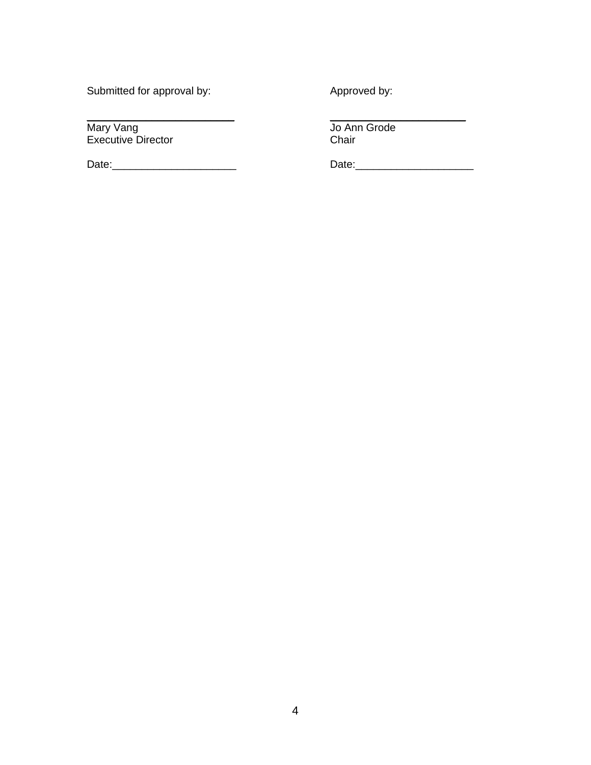| Submitted for approval by: | Approved by: |
| --- | --- |
| ________________________ | ________________________ |
| Mary Vang | Jo Ann Grode |
| Executive Director | Chair |
| Date:____________________ | Date:___________________ |